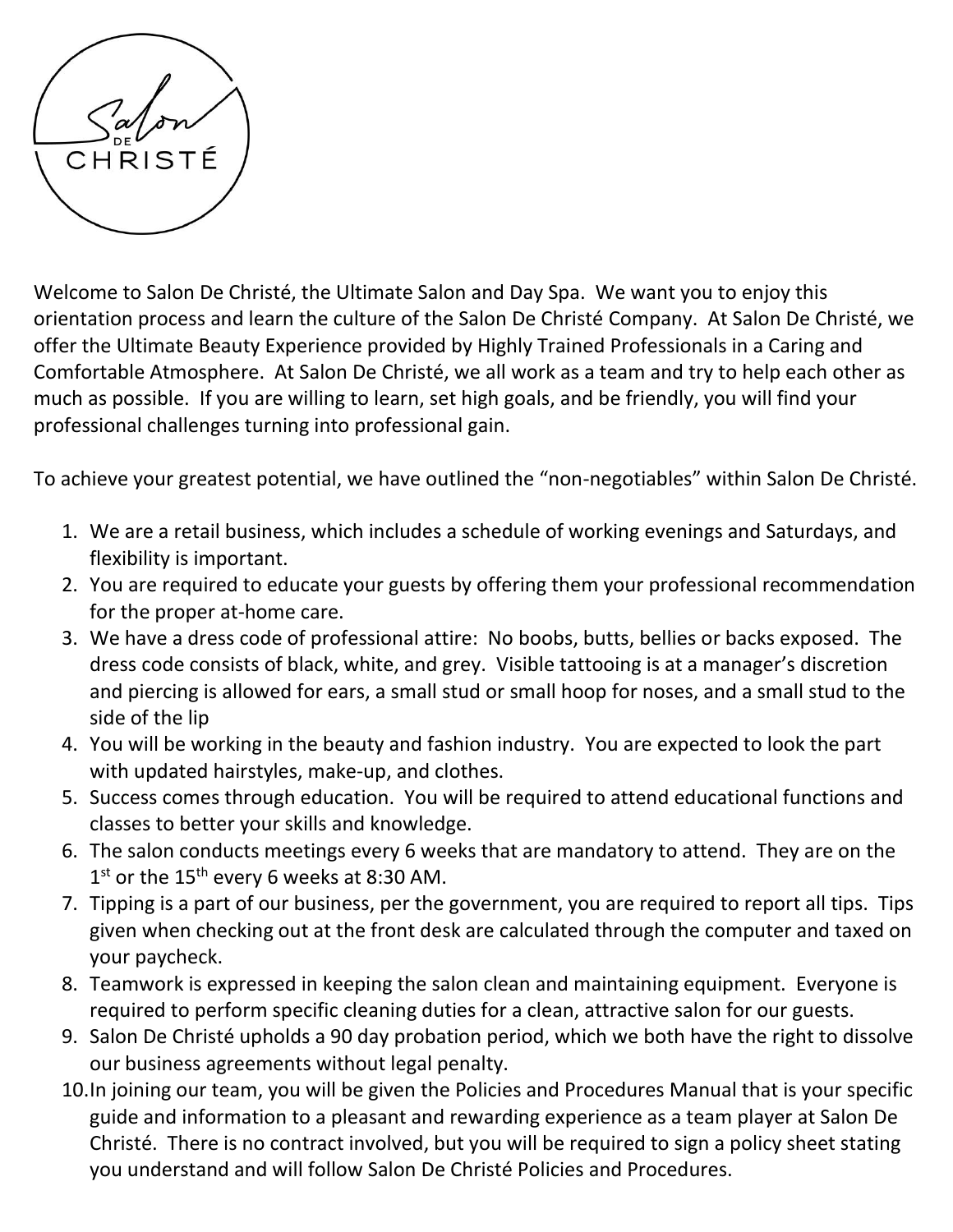Welcome to Salon De Christé, the Ultimate Salon and Day Spa. We want you to enjoy this orientation process and learn the culture of the Salon De Christé Company. At Salon De Christé, we offer the Ultimate Beauty Experience provided by Highly Trained Professionals in a Caring and Comfortable Atmosphere. At Salon De Christé, we all work as a team and try to help each other as much as possible. If you are willing to learn, set high goals, and be friendly, you will find your professional challenges turning into professional gain.

To achieve your greatest potential, we have outlined the "non-negotiables" within Salon De Christé.

1. We are a retail business, which includes a schedule of working evenings and Saturdays, and flexibility is important.
2. You are required to educate your guests by offering them your professional recommendation for the proper at-home care.
3. We have a dress code of professional attire: No boobs, butts, bellies or backs exposed. The dress code consists of black, white, and grey. Visible tattooing is at a manager's discretion and piercing is allowed for ears, a small stud or small hoop for noses, and a small stud to the side of the lip
4. You will be working in the beauty and fashion industry. You are expected to look the part with updated hairstyles, make-up, and clothes.
5. Success comes through education. You will be required to attend educational functions and classes to better your skills and knowledge.
6. The salon conducts meetings every 6 weeks that are mandatory to attend. They are on the 1st or the 15th every 6 weeks at 8:30 AM.
7. Tipping is a part of our business, per the government, you are required to report all tips. Tips given when checking out at the front desk are calculated through the computer and taxed on your paycheck.
8. Teamwork is expressed in keeping the salon clean and maintaining equipment. Everyone is required to perform specific cleaning duties for a clean, attractive salon for our guests.
9. Salon De Christé upholds a 90 day probation period, which we both have the right to dissolve our business agreements without legal penalty.
10. In joining our team, you will be given the Policies and Procedures Manual that is your specific guide and information to a pleasant and rewarding experience as a team player at Salon De Christé. There is no contract involved, but you will be required to sign a policy sheet stating you understand and will follow Salon De Christé Policies and Procedures.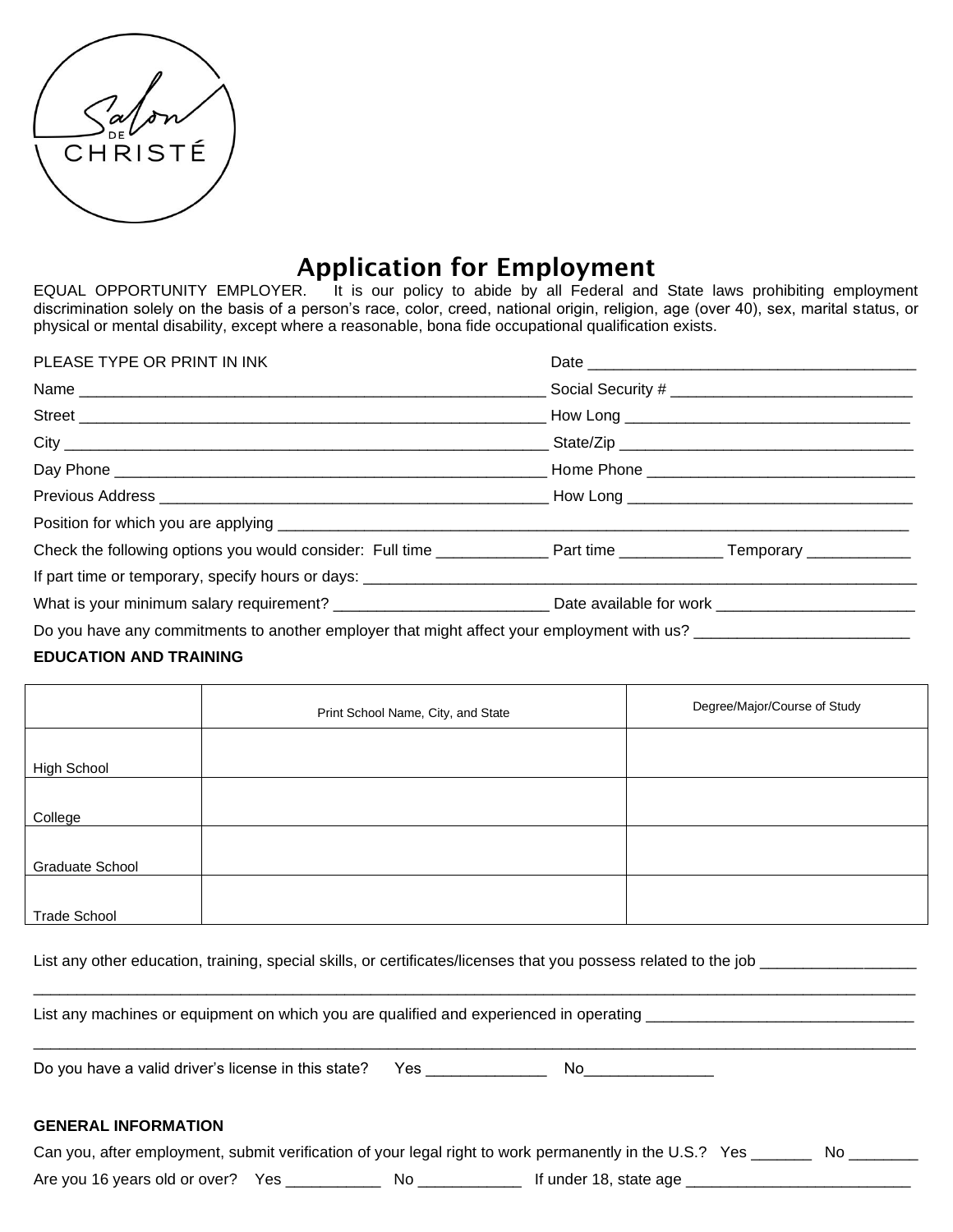Salon DE CHRISTÉ

# Application for Employment

EQUAL OPPORTUNITY EMPLOYER. It is our policy to abide by all Federal and State laws prohibiting employment discrimination solely on the basis of a person's race, color, creed, national origin, religion, age (over 40), sex, marital status, or physical or mental disability, except where a reasonable, bona fide occupational qualification exists.

PLEASE TYPE OR PRINT IN INK Date ______________________________________

Name ______________________________________________________ Social Security # ____________________________

Street ______________________________________________________ How Long ________________________________

City ________________________________________________________ State/Zip __________________________________

Day Phone __________________________________________________ Home Phone ______________________________

Previous Address _____________________________________________ How Long ________________________________

Position for which you are applying ___________________________________________________________________________

Check the following options you would consider: Full time _____________ Part time ____________ Temporary ____________

If part time or temporary, specify hours or days: _______________________________________________________________

What is your minimum salary requirement? _________________________ Date available for work _______________________

Do you have any commitments to another employer that might affect your employment with us? _________________________

**EDUCATION AND TRAINING**

| | Print School Name, City, and State | Degree/Major/Course of Study |
|---|---|---|
| High School | | |
| College | | |
| Graduate School | | |
| Trade School | | |

List any other education, training, special skills, or certificates/licenses that you possess related to the job __________________

______________________________________________________________________________________________________________

List any machines or equipment on which you are qualified and experienced in operating _______________________________

______________________________________________________________________________________________________________

Do you have a valid driver's license in this state? Yes ______________ No_______________

**GENERAL INFORMATION**

Can you, after employment, submit verification of your legal right to work permanently in the U.S.? Yes _______ No ________

Are you 16 years old or over? Yes ___________ No ____________ If under 18, state age __________________________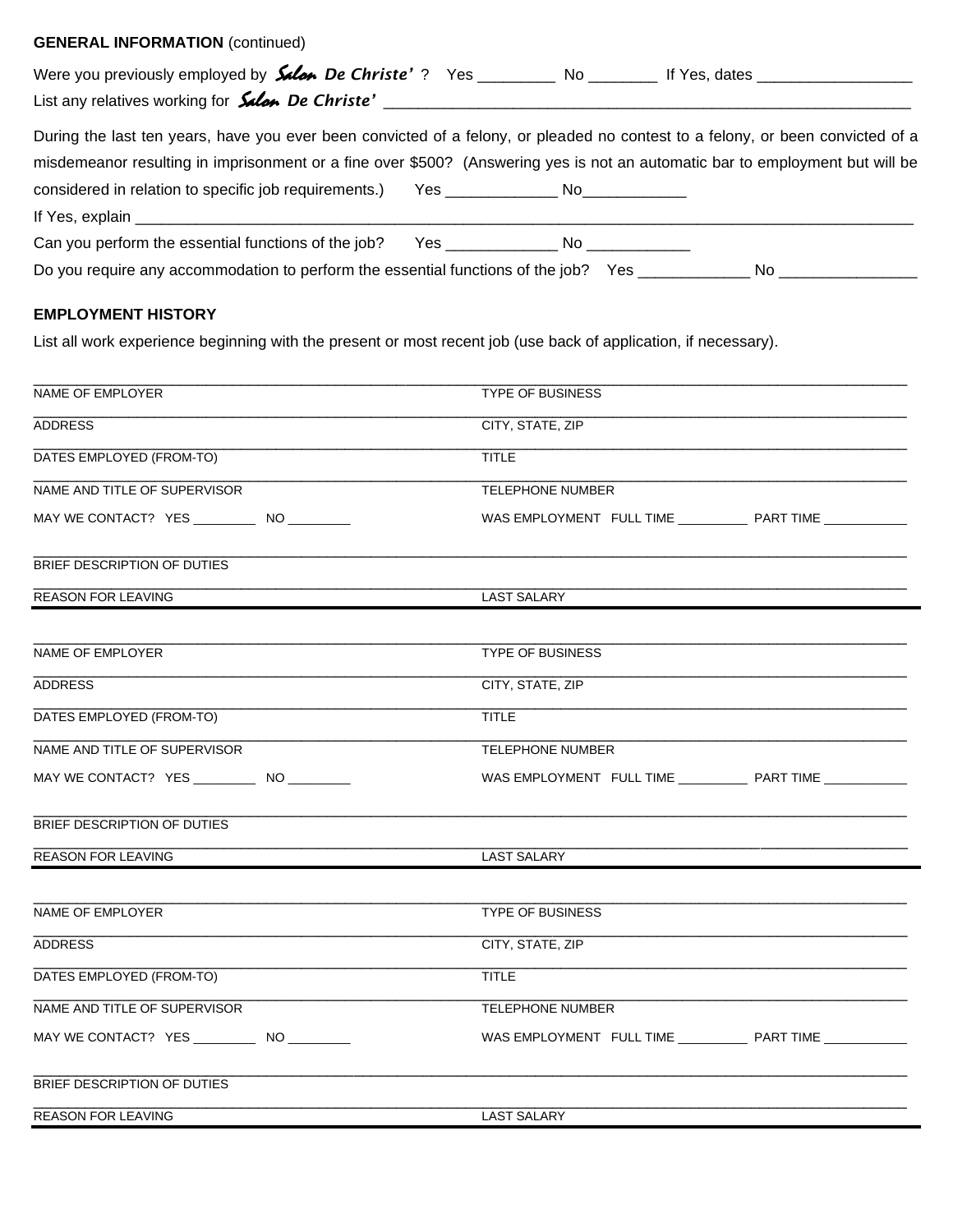**GENERAL INFORMATION** (continued)

Were you previously employed by ***Salon De Christe'*** ? Yes _________ No ________ If Yes, dates __________________

List any relatives working for ***Salon De Christe'*** ______________________________________________________________

During the last ten years, have you ever been convicted of a felony, or pleaded no contest to a felony, or been convicted of a misdemeanor resulting in imprisonment or a fine over $500? (Answering yes is not an automatic bar to employment but will be considered in relation to specific job requirements.) Yes _____________ No____________

If Yes, explain ____________________________________________________________________________________________

Can you perform the essential functions of the job? Yes _____________ No ____________

Do you require any accommodation to perform the essential functions of the job? Yes _____________ No ________________

**EMPLOYMENT HISTORY**

List all work experience beginning with the present or most recent job (use back of application, if necessary).

NAME OF EMPLOYER _______________________ TYPE OF BUSINESS _______________________

ADDRESS _______________________ CITY, STATE, ZIP _______________________

DATES EMPLOYED (FROM-TO) _______________________ TITLE _______________________

NAME AND TITLE OF SUPERVISOR _______________________ TELEPHONE NUMBER _______________________

MAY WE CONTACT? YES _________ NO _________ WAS EMPLOYMENT FULL TIME __________ PART TIME ____________

BRIEF DESCRIPTION OF DUTIES _______________________

REASON FOR LEAVING _______________________ LAST SALARY _______________________

---

NAME OF EMPLOYER _______________________ TYPE OF BUSINESS _______________________

ADDRESS _______________________ CITY, STATE, ZIP _______________________

DATES EMPLOYED (FROM-TO) _______________________ TITLE _______________________

NAME AND TITLE OF SUPERVISOR _______________________ TELEPHONE NUMBER _______________________

MAY WE CONTACT? YES _________ NO _________ WAS EMPLOYMENT FULL TIME __________ PART TIME ____________

BRIEF DESCRIPTION OF DUTIES _______________________

REASON FOR LEAVING _______________________ LAST SALARY _______________________

---

NAME OF EMPLOYER _______________________ TYPE OF BUSINESS _______________________

ADDRESS _______________________ CITY, STATE, ZIP _______________________

DATES EMPLOYED (FROM-TO) _______________________ TITLE _______________________

NAME AND TITLE OF SUPERVISOR _______________________ TELEPHONE NUMBER _______________________

MAY WE CONTACT? YES _________ NO _________ WAS EMPLOYMENT FULL TIME __________ PART TIME ____________

BRIEF DESCRIPTION OF DUTIES _______________________

REASON FOR LEAVING _______________________ LAST SALARY _______________________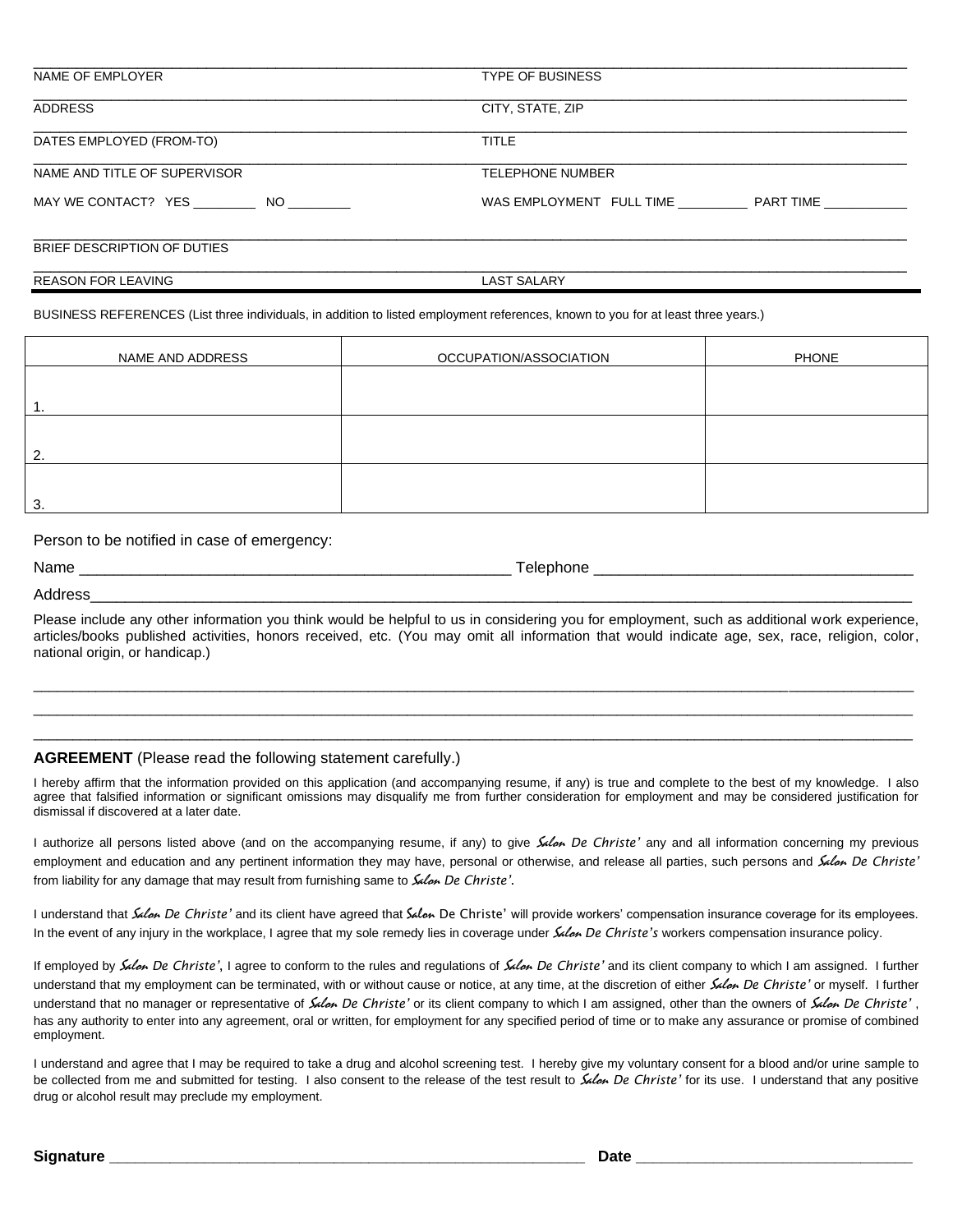NAME OF EMPLOYER ______________________ TYPE OF BUSINESS ______________________

ADDRESS ______________________ CITY, STATE, ZIP ______________________

DATES EMPLOYED (FROM-TO) ______________________ TITLE ______________________

NAME AND TITLE OF SUPERVISOR ______________________ TELEPHONE NUMBER ______________________

MAY WE CONTACT? YES _________ NO _________ WAS EMPLOYMENT FULL TIME __________ PART TIME ____________

BRIEF DESCRIPTION OF DUTIES ______________________

REASON FOR LEAVING ______________________ LAST SALARY ______________________

BUSINESS REFERENCES (List three individuals, in addition to listed employment references, known to you for at least three years.)

| NAME AND ADDRESS | OCCUPATION/ASSOCIATION | PHONE |
|---|---|---|
| 1. | | |
| 2. | | |
| 3. | | |

Person to be notified in case of emergency:

Name ___________________________________________________ Telephone ____________________________________

Address_______________________________________________________________________________________________

Please include any other information you think would be helpful to us in considering you for employment, such as additional work experience, articles/books published activities, honors received, etc. (You may omit all information that would indicate age, sex, race, religion, color, national origin, or handicap.)

_______________________________________________________________________________________________________

_______________________________________________________________________________________________________

_______________________________________________________________________________________________________

**AGREEMENT** (Please read the following statement carefully.)

I hereby affirm that the information provided on this application (and accompanying resume, if any) is true and complete to the best of my knowledge. I also agree that falsified information or significant omissions may disqualify me from further consideration for employment and may be considered justification for dismissal if discovered at a later date.

I authorize all persons listed above (and on the accompanying resume, if any) to give *Salon De Christe'* any and all information concerning my previous employment and education and any pertinent information they may have, personal or otherwise, and release all parties, such persons and *Salon De Christe'* from liability for any damage that may result from furnishing same to *Salon De Christe'*.

I understand that *Salon De Christe'* and its client have agreed that Salon De Christe' will provide workers' compensation insurance coverage for its employees. In the event of any injury in the workplace, I agree that my sole remedy lies in coverage under *Salon De Christe's* workers compensation insurance policy.

If employed by *Salon De Christe'*, I agree to conform to the rules and regulations of *Salon De Christe'* and its client company to which I am assigned. I further understand that my employment can be terminated, with or without cause or notice, at any time, at the discretion of either *Salon De Christe'* or myself. I further understand that no manager or representative of *Salon De Christe'* or its client company to which I am assigned, other than the owners of *Salon De Christe'*, has any authority to enter into any agreement, oral or written, for employment for any specified period of time or to make any assurance or promise of combined employment.

I understand and agree that I may be required to take a drug and alcohol screening test. I hereby give my voluntary consent for a blood and/or urine sample to be collected from me and submitted for testing. I also consent to the release of the test result to *Salon De Christe'* for its use. I understand that any positive drug or alcohol result may preclude my employment.

**Signature** ____________________________________________________________ **Date** __________________________________